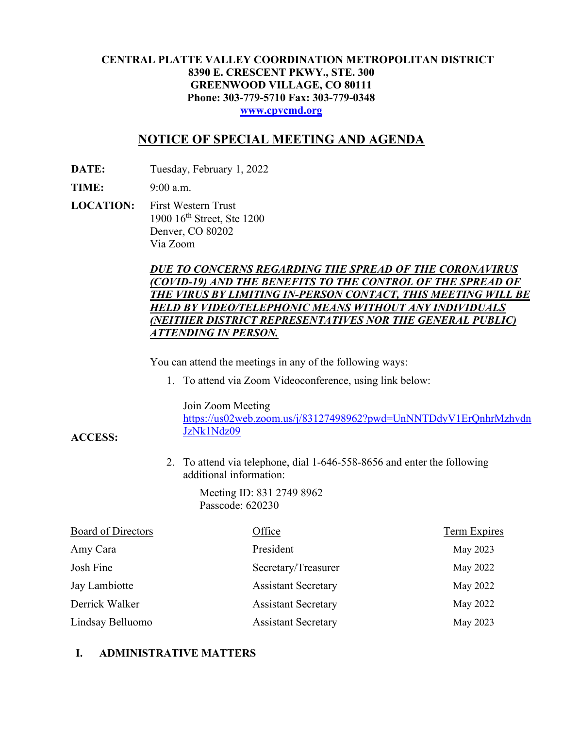**CENTRAL PLATTE VALLEY COORDINATION METROPOLITAN DISTRICT**
**8390 E. CRESCENT PKWY., STE. 300**
**GREENWOOD VILLAGE, CO 80111**
**Phone: 303-779-5710 Fax: 303-779-0348**
**[www.cpvcmd.org](www.cpvcmd.org)**

# NOTICE OF SPECIAL MEETING AND AGENDA

**DATE:** Tuesday, February 1, 2022

**TIME:** 9:00 a.m.

**LOCATION:** First Western Trust
1900 16th Street, Ste 1200
Denver, CO 80202
Via Zoom

***DUE TO CONCERNS REGARDING THE SPREAD OF THE CORONAVIRUS (COVID-19) AND THE BENEFITS TO THE CONTROL OF THE SPREAD OF THE VIRUS BY LIMITING IN-PERSON CONTACT, THIS MEETING WILL BE HELD BY VIDEO/TELEPHONIC MEANS WITHOUT ANY INDIVIDUALS (NEITHER DISTRICT REPRESENTATIVES NOR THE GENERAL PUBLIC) ATTENDING IN PERSON.***

**ACCESS:**

You can attend the meetings in any of the following ways:

1. To attend via Zoom Videoconference, using link below:

   Join Zoom Meeting
   https://us02web.zoom.us/j/83127498962?pwd=UnNNTDdyV1ErQnhrMzhvdnJzNk1Ndz09

2. To attend via telephone, dial 1-646-558-8656 and enter the following additional information:

   Meeting ID: 831 2749 8962
   Passcode: 620230

| Board of Directors | Office | Term Expires |
|---|---|---|
| Amy Cara | President | May 2023 |
| Josh Fine | Secretary/Treasurer | May 2022 |
| Jay Lambiotte | Assistant Secretary | May 2022 |
| Derrick Walker | Assistant Secretary | May 2022 |
| Lindsay Belluomo | Assistant Secretary | May 2023 |

## I. ADMINISTRATIVE MATTERS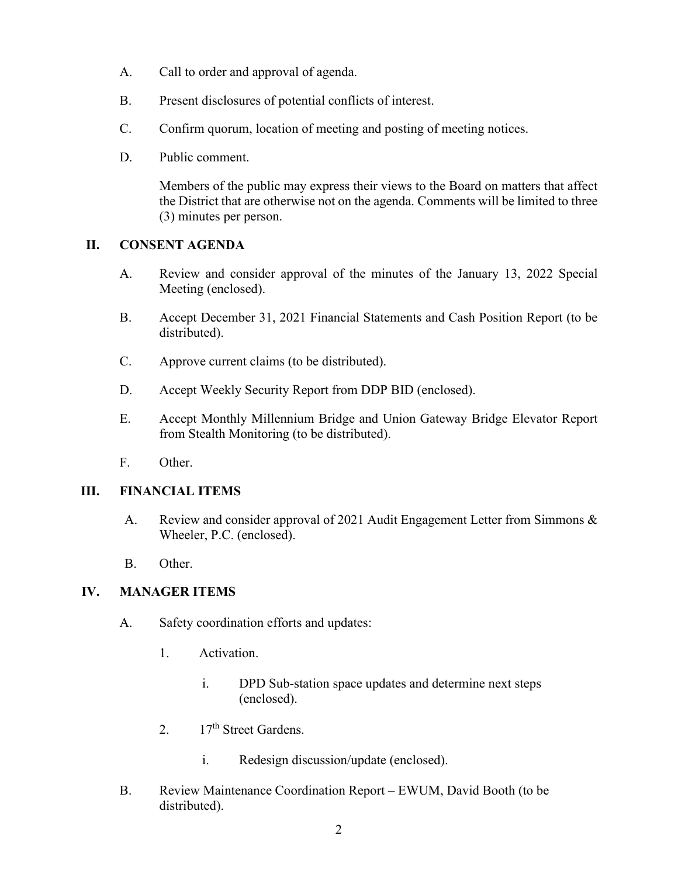A. Call to order and approval of agenda.

B. Present disclosures of potential conflicts of interest.

C. Confirm quorum, location of meeting and posting of meeting notices.

D. Public comment.

Members of the public may express their views to the Board on matters that affect the District that are otherwise not on the agenda. Comments will be limited to three (3) minutes per person.

## II. CONSENT AGENDA

A. Review and consider approval of the minutes of the January 13, 2022 Special Meeting (enclosed).

B. Accept December 31, 2021 Financial Statements and Cash Position Report (to be distributed).

C. Approve current claims (to be distributed).

D. Accept Weekly Security Report from DDP BID (enclosed).

E. Accept Monthly Millennium Bridge and Union Gateway Bridge Elevator Report from Stealth Monitoring (to be distributed).

F. Other.

## III. FINANCIAL ITEMS

A. Review and consider approval of 2021 Audit Engagement Letter from Simmons & Wheeler, P.C. (enclosed).

B. Other.

## IV. MANAGER ITEMS

A. Safety coordination efforts and updates:

1. Activation.

    i. DPD Sub-station space updates and determine next steps (enclosed).

2. 17th Street Gardens.

    i. Redesign discussion/update (enclosed).

B. Review Maintenance Coordination Report – EWUM, David Booth (to be distributed).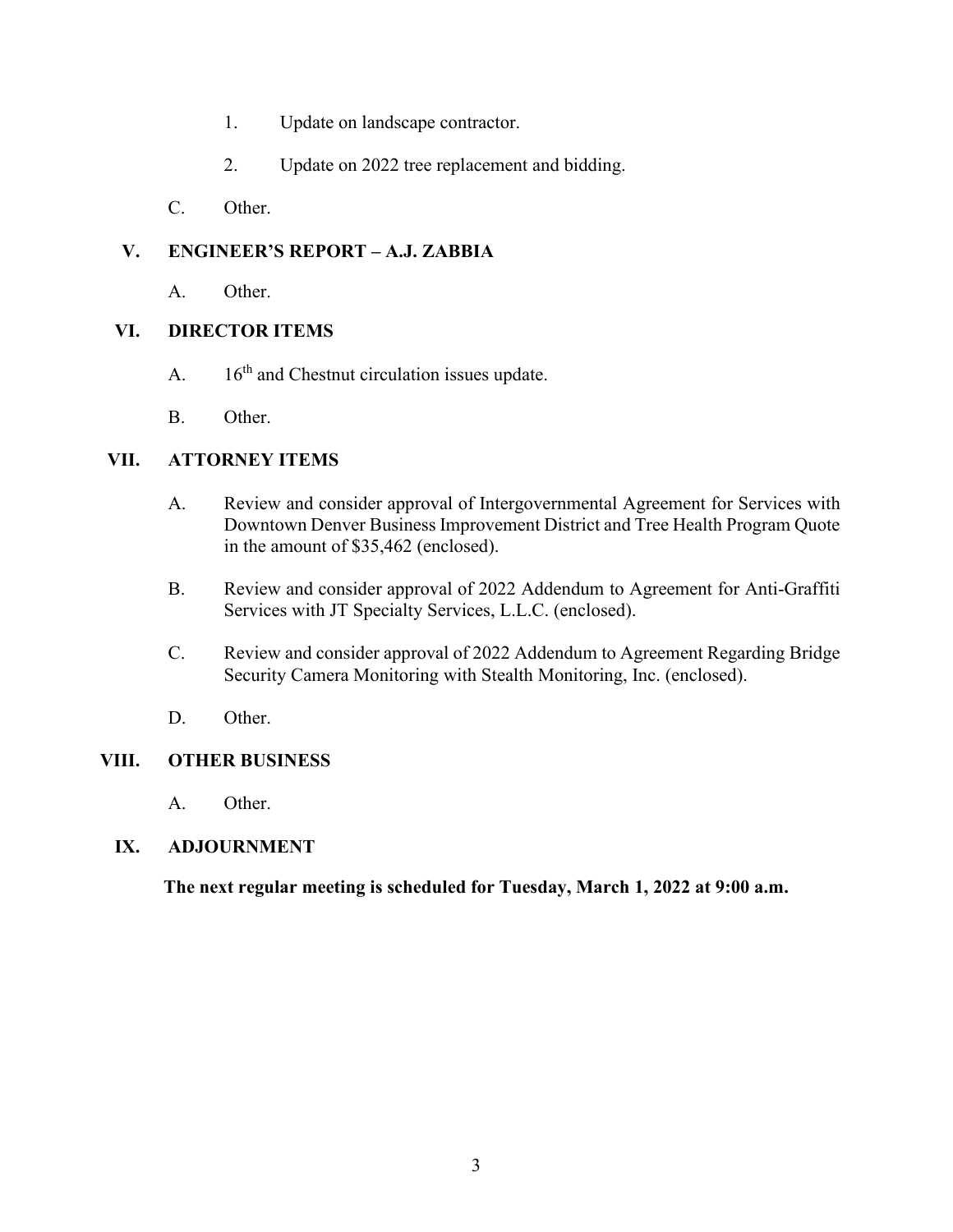1. Update on landscape contractor.

2. Update on 2022 tree replacement and bidding.

C. Other.

## V. ENGINEER'S REPORT – A.J. ZABBIA

A. Other.

## VI. DIRECTOR ITEMS

A. 16th and Chestnut circulation issues update.

B. Other.

## VII. ATTORNEY ITEMS

A. Review and consider approval of Intergovernmental Agreement for Services with Downtown Denver Business Improvement District and Tree Health Program Quote in the amount of $35,462 (enclosed).

B. Review and consider approval of 2022 Addendum to Agreement for Anti-Graffiti Services with JT Specialty Services, L.L.C. (enclosed).

C. Review and consider approval of 2022 Addendum to Agreement Regarding Bridge Security Camera Monitoring with Stealth Monitoring, Inc. (enclosed).

D. Other.

## VIII. OTHER BUSINESS

A. Other.

## IX. ADJOURNMENT

**The next regular meeting is scheduled for Tuesday, March 1, 2022 at 9:00 a.m.**